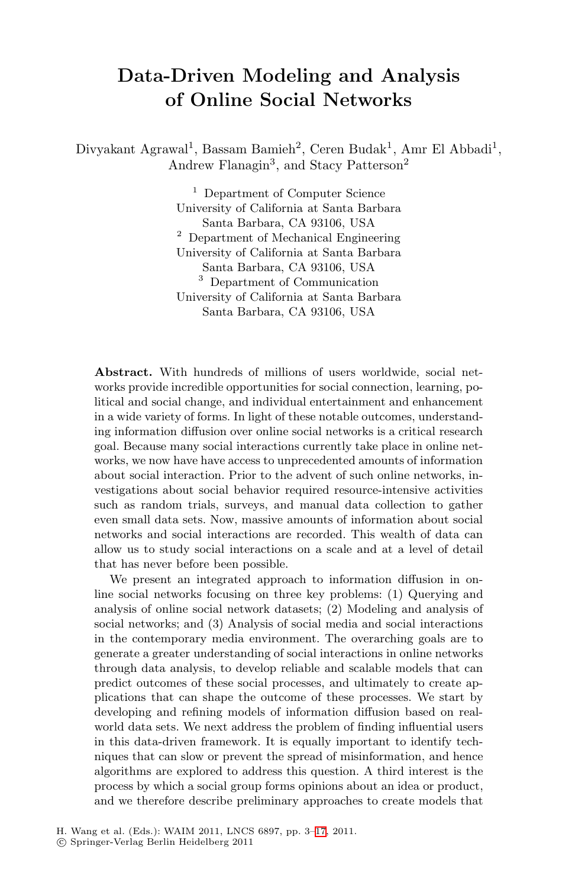# Data-Driven Modeling and Analysis of Online Social Networks

Divyakant Agrawal[1], Bassam Bamieh[2], Ceren Budak[1], Amr El Abbadi[1], Andrew Flanagin[3], and Stacy Patterson[2]

[1] Department of Computer Science
University of California at Santa Barbara
Santa Barbara, CA 93106, USA

[2] Department of Mechanical Engineering
University of California at Santa Barbara
Santa Barbara, CA 93106, USA

[3] Department of Communication
University of California at Santa Barbara
Santa Barbara, CA 93106, USA

**Abstract.** With hundreds of millions of users worldwide, social networks provide incredible opportunities for social connection, learning, political and social change, and individual entertainment and enhancement in a wide variety of forms. In light of these notable outcomes, understanding information diffusion over online social networks is a critical research goal. Because many social interactions currently take place in online networks, we now have have access to unprecedented amounts of information about social interaction. Prior to the advent of such online networks, investigations about social behavior required resource-intensive activities such as random trials, surveys, and manual data collection to gather even small data sets. Now, massive amounts of information about social networks and social interactions are recorded. This wealth of data can allow us to study social interactions on a scale and at a level of detail that has never before been possible.

We present an integrated approach to information diffusion in online social networks focusing on three key problems: (1) Querying and analysis of online social network datasets; (2) Modeling and analysis of social networks; and (3) Analysis of social media and social interactions in the contemporary media environment. The overarching goals are to generate a greater understanding of social interactions in online networks through data analysis, to develop reliable and scalable models that can predict outcomes of these social processes, and ultimately to create applications that can shape the outcome of these processes. We start by developing and refining models of information diffusion based on real-world data sets. We next address the problem of finding influential users in this data-driven framework. It is equally important to identify techniques that can slow or prevent the spread of misinformation, and hence algorithms are explored to address this question. A third interest is the process by which a social group forms opinions about an idea or product, and we therefore describe preliminary approaches to create models that

H. Wang et al. (Eds.): WAIM 2011, LNCS 6897, pp. 3–17, 2011.
© Springer-Verlag Berlin Heidelberg 2011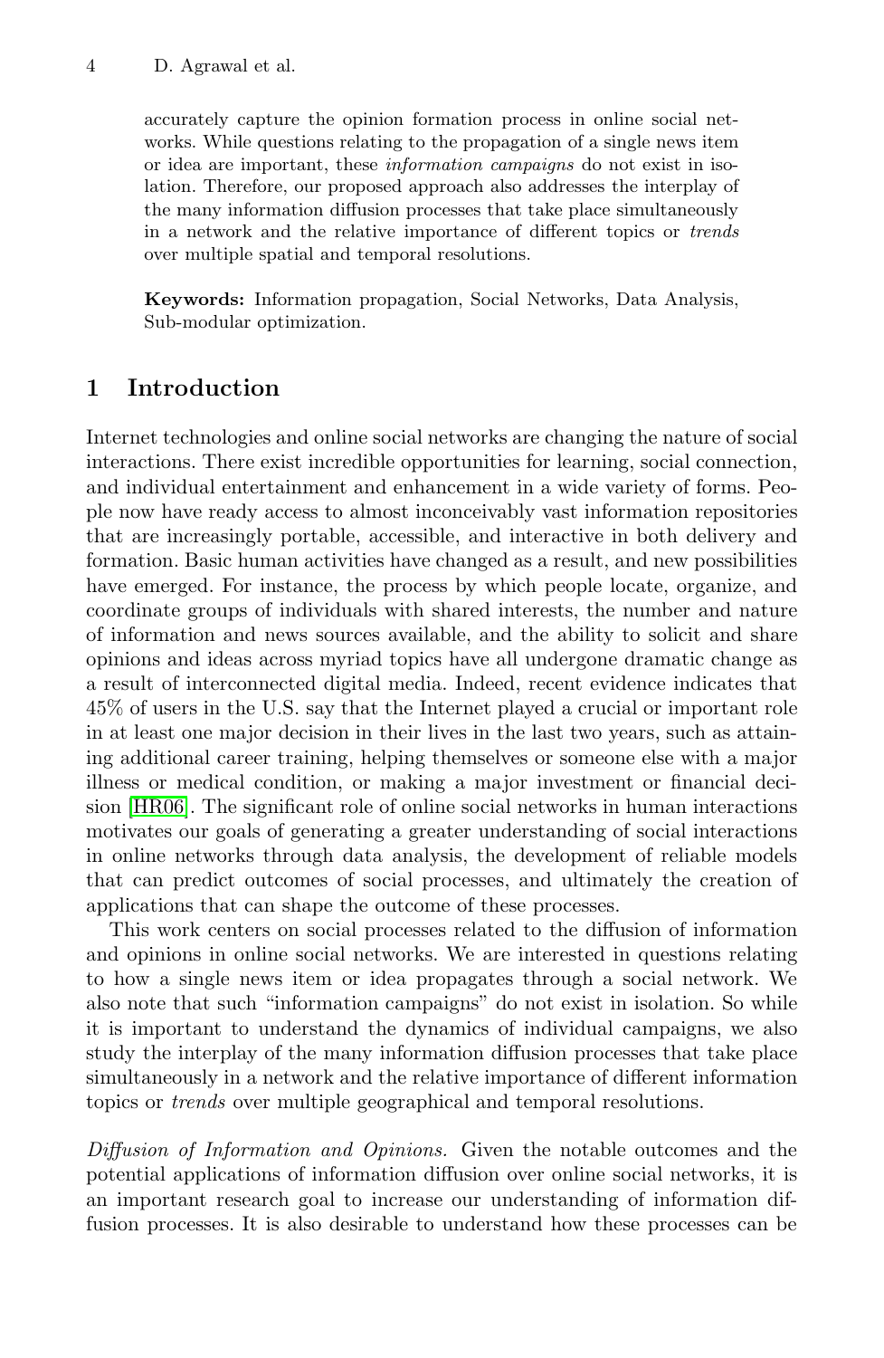accurately capture the opinion formation process in online social networks. While questions relating to the propagation of a single news item or idea are important, these *information campaigns* do not exist in isolation. Therefore, our proposed approach also addresses the interplay of the many information diffusion processes that take place simultaneously in a network and the relative importance of different topics or *trends* over multiple spatial and temporal resolutions.

**Keywords:** Information propagation, Social Networks, Data Analysis, Sub-modular optimization.

## 1 Introduction

Internet technologies and online social networks are changing the nature of social interactions. There exist incredible opportunities for learning, social connection, and individual entertainment and enhancement in a wide variety of forms. People now have ready access to almost inconceivably vast information repositories that are increasingly portable, accessible, and interactive in both delivery and formation. Basic human activities have changed as a result, and new possibilities have emerged. For instance, the process by which people locate, organize, and coordinate groups of individuals with shared interests, the number and nature of information and news sources available, and the ability to solicit and share opinions and ideas across myriad topics have all undergone dramatic change as a result of interconnected digital media. Indeed, recent evidence indicates that 45% of users in the U.S. say that the Internet played a crucial or important role in at least one major decision in their lives in the last two years, such as attaining additional career training, helping themselves or someone else with a major illness or medical condition, or making a major investment or financial decision [HR06]. The significant role of online social networks in human interactions motivates our goals of generating a greater understanding of social interactions in online networks through data analysis, the development of reliable models that can predict outcomes of social processes, and ultimately the creation of applications that can shape the outcome of these processes.

This work centers on social processes related to the diffusion of information and opinions in online social networks. We are interested in questions relating to how a single news item or idea propagates through a social network. We also note that such "information campaigns" do not exist in isolation. So while it is important to understand the dynamics of individual campaigns, we also study the interplay of the many information diffusion processes that take place simultaneously in a network and the relative importance of different information topics or *trends* over multiple geographical and temporal resolutions.

*Diffusion of Information and Opinions.* Given the notable outcomes and the potential applications of information diffusion over online social networks, it is an important research goal to increase our understanding of information diffusion processes. It is also desirable to understand how these processes can be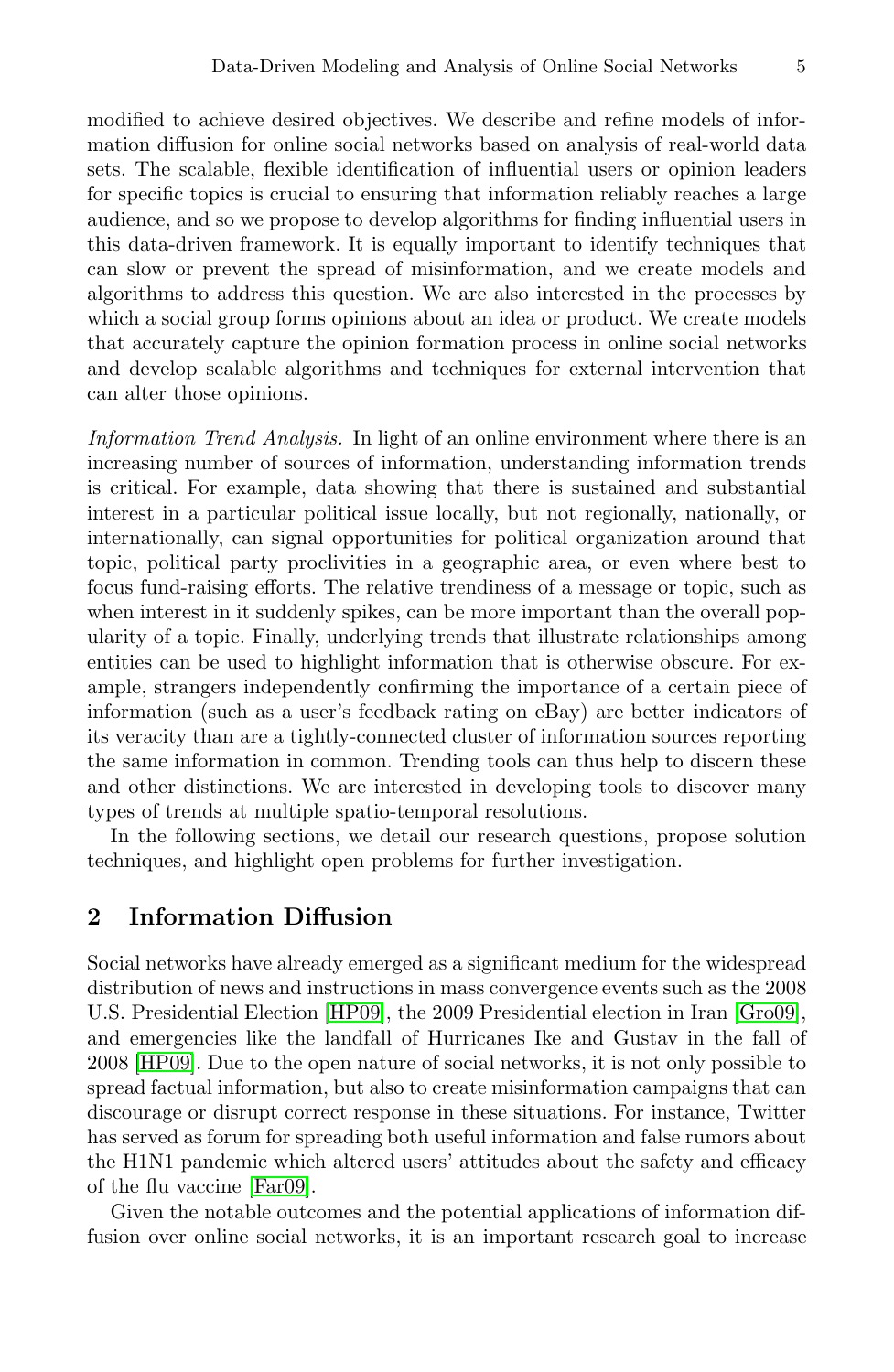modified to achieve desired objectives. We describe and refine models of information diffusion for online social networks based on analysis of real-world data sets. The scalable, flexible identification of influential users or opinion leaders for specific topics is crucial to ensuring that information reliably reaches a large audience, and so we propose to develop algorithms for finding influential users in this data-driven framework. It is equally important to identify techniques that can slow or prevent the spread of misinformation, and we create models and algorithms to address this question. We are also interested in the processes by which a social group forms opinions about an idea or product. We create models that accurately capture the opinion formation process in online social networks and develop scalable algorithms and techniques for external intervention that can alter those opinions.

*Information Trend Analysis.* In light of an online environment where there is an increasing number of sources of information, understanding information trends is critical. For example, data showing that there is sustained and substantial interest in a particular political issue locally, but not regionally, nationally, or internationally, can signal opportunities for political organization around that topic, political party proclivities in a geographic area, or even where best to focus fund-raising efforts. The relative trendiness of a message or topic, such as when interest in it suddenly spikes, can be more important than the overall popularity of a topic. Finally, underlying trends that illustrate relationships among entities can be used to highlight information that is otherwise obscure. For example, strangers independently confirming the importance of a certain piece of information (such as a user's feedback rating on eBay) are better indicators of its veracity than are a tightly-connected cluster of information sources reporting the same information in common. Trending tools can thus help to discern these and other distinctions. We are interested in developing tools to discover many types of trends at multiple spatio-temporal resolutions.

In the following sections, we detail our research questions, propose solution techniques, and highlight open problems for further investigation.

## 2 Information Diffusion

Social networks have already emerged as a significant medium for the widespread distribution of news and instructions in mass convergence events such as the 2008 U.S. Presidential Election [HP09], the 2009 Presidential election in Iran [Gro09], and emergencies like the landfall of Hurricanes Ike and Gustav in the fall of 2008 [HP09]. Due to the open nature of social networks, it is not only possible to spread factual information, but also to create misinformation campaigns that can discourage or disrupt correct response in these situations. For instance, Twitter has served as forum for spreading both useful information and false rumors about the H1N1 pandemic which altered users' attitudes about the safety and efficacy of the flu vaccine [Far09].

Given the notable outcomes and the potential applications of information diffusion over online social networks, it is an important research goal to increase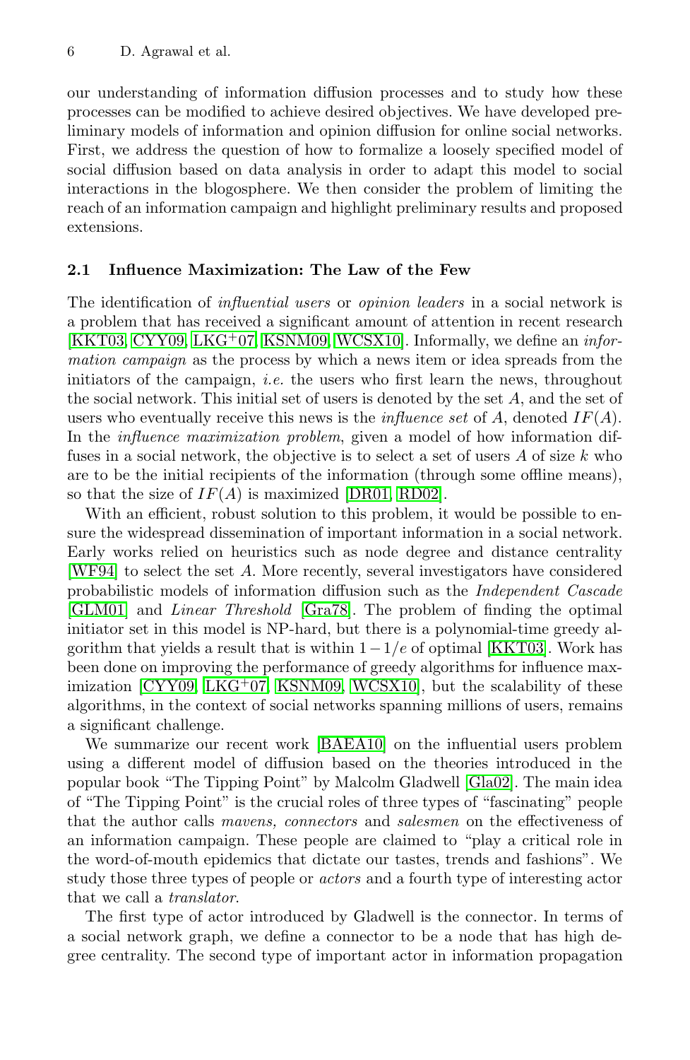our understanding of information diffusion processes and to study how these processes can be modified to achieve desired objectives. We have developed preliminary models of information and opinion diffusion for online social networks. First, we address the question of how to formalize a loosely specified model of social diffusion based on data analysis in order to adapt this model to social interactions in the blogosphere. We then consider the problem of limiting the reach of an information campaign and highlight preliminary results and proposed extensions.

### 2.1 Influence Maximization: The Law of the Few

The identification of *influential users* or *opinion leaders* in a social network is a problem that has received a significant amount of attention in recent research [KKT03, CYY09, LKG+07, KSNM09, WCSX10]. Informally, we define an *information campaign* as the process by which a news item or idea spreads from the initiators of the campaign, *i.e.* the users who first learn the news, throughout the social network. This initial set of users is denoted by the set $A$, and the set of users who eventually receive this news is the *influence set* of $A$, denoted $IF(A)$. In the *influence maximization problem*, given a model of how information diffuses in a social network, the objective is to select a set of users $A$ of size $k$ who are to be the initial recipients of the information (through some offline means), so that the size of $IF(A)$ is maximized [DR01, RD02].

With an efficient, robust solution to this problem, it would be possible to ensure the widespread dissemination of important information in a social network. Early works relied on heuristics such as node degree and distance centrality [WF94] to select the set $A$. More recently, several investigators have considered probabilistic models of information diffusion such as the *Independent Cascade* [GLM01] and *Linear Threshold* [Gra78]. The problem of finding the optimal initiator set in this model is NP-hard, but there is a polynomial-time greedy algorithm that yields a result that is within $1-1/e$ of optimal [KKT03]. Work has been done on improving the performance of greedy algorithms for influence maximization [CYY09, LKG+07, KSNM09, WCSX10], but the scalability of these algorithms, in the context of social networks spanning millions of users, remains a significant challenge.

We summarize our recent work [BAEA10] on the influential users problem using a different model of diffusion based on the theories introduced in the popular book "The Tipping Point" by Malcolm Gladwell [Gla02]. The main idea of "The Tipping Point" is the crucial roles of three types of "fascinating" people that the author calls *mavens, connectors* and *salesmen* on the effectiveness of an information campaign. These people are claimed to "play a critical role in the word-of-mouth epidemics that dictate our tastes, trends and fashions". We study those three types of people or *actors* and a fourth type of interesting actor that we call a *translator*.

The first type of actor introduced by Gladwell is the connector. In terms of a social network graph, we define a connector to be a node that has high degree centrality. The second type of important actor in information propagation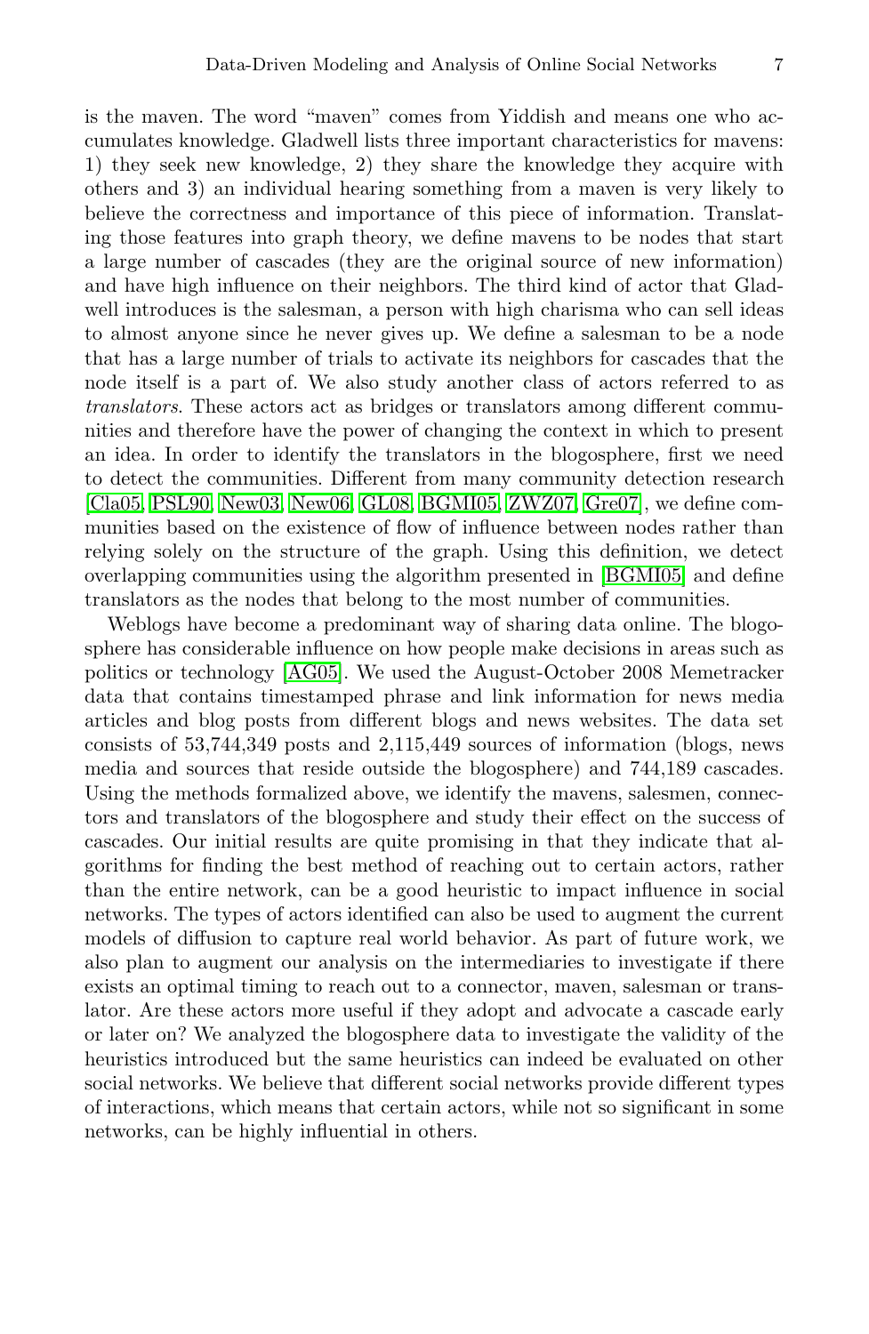is the maven. The word "maven" comes from Yiddish and means one who accumulates knowledge. Gladwell lists three important characteristics for mavens: 1) they seek new knowledge, 2) they share the knowledge they acquire with others and 3) an individual hearing something from a maven is very likely to believe the correctness and importance of this piece of information. Translating those features into graph theory, we define mavens to be nodes that start a large number of cascades (they are the original source of new information) and have high influence on their neighbors. The third kind of actor that Gladwell introduces is the salesman, a person with high charisma who can sell ideas to almost anyone since he never gives up. We define a salesman to be a node that has a large number of trials to activate its neighbors for cascades that the node itself is a part of. We also study another class of actors referred to as *translators*. These actors act as bridges or translators among different communities and therefore have the power of changing the context in which to present an idea. In order to identify the translators in the blogosphere, first we need to detect the communities. Different from many community detection research [Cla05, PSL90, New03, New06, GL08, BGMI05, ZWZ07, Gre07], we define communities based on the existence of flow of influence between nodes rather than relying solely on the structure of the graph. Using this definition, we detect overlapping communities using the algorithm presented in [BGMI05] and define translators as the nodes that belong to the most number of communities.

Weblogs have become a predominant way of sharing data online. The blogosphere has considerable influence on how people make decisions in areas such as politics or technology [AG05]. We used the August-October 2008 Memetracker data that contains timestamped phrase and link information for news media articles and blog posts from different blogs and news websites. The data set consists of 53,744,349 posts and 2,115,449 sources of information (blogs, news media and sources that reside outside the blogosphere) and 744,189 cascades. Using the methods formalized above, we identify the mavens, salesmen, connectors and translators of the blogosphere and study their effect on the success of cascades. Our initial results are quite promising in that they indicate that algorithms for finding the best method of reaching out to certain actors, rather than the entire network, can be a good heuristic to impact influence in social networks. The types of actors identified can also be used to augment the current models of diffusion to capture real world behavior. As part of future work, we also plan to augment our analysis on the intermediaries to investigate if there exists an optimal timing to reach out to a connector, maven, salesman or translator. Are these actors more useful if they adopt and advocate a cascade early or later on? We analyzed the blogosphere data to investigate the validity of the heuristics introduced but the same heuristics can indeed be evaluated on other social networks. We believe that different social networks provide different types of interactions, which means that certain actors, while not so significant in some networks, can be highly influential in others.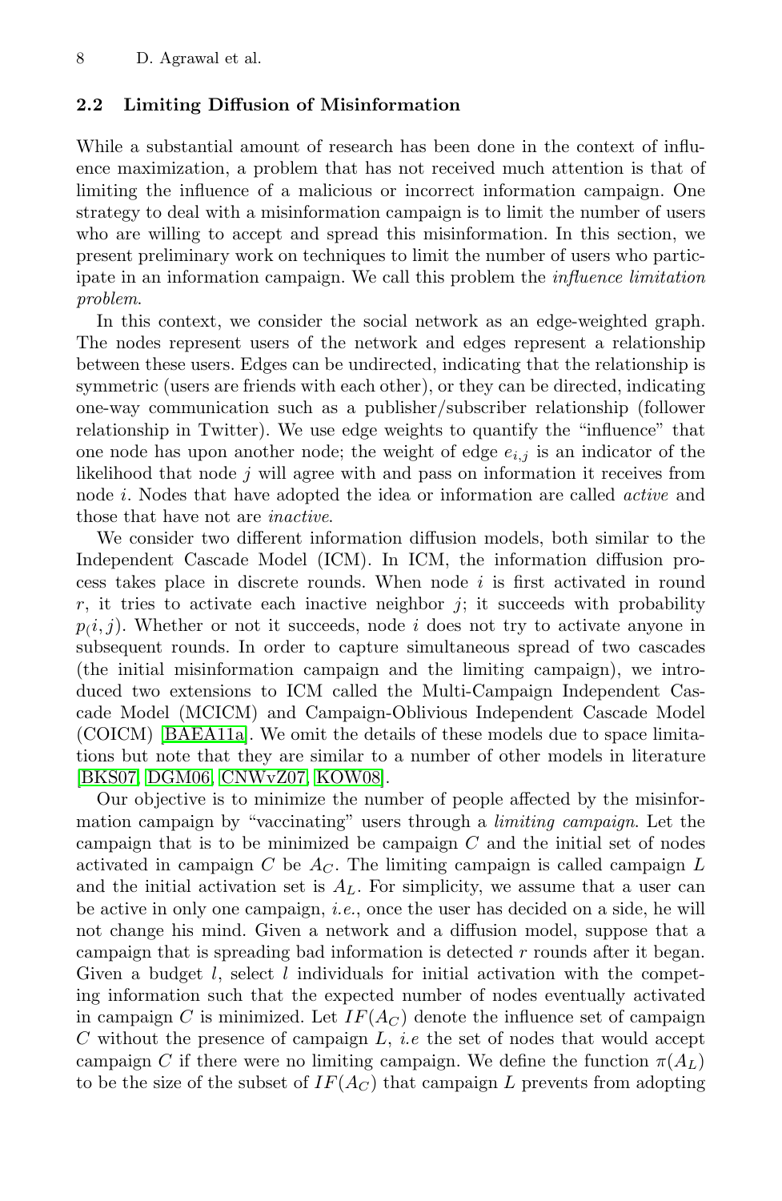## 2.2 Limiting Diffusion of Misinformation

While a substantial amount of research has been done in the context of influence maximization, a problem that has not received much attention is that of limiting the influence of a malicious or incorrect information campaign. One strategy to deal with a misinformation campaign is to limit the number of users who are willing to accept and spread this misinformation. In this section, we present preliminary work on techniques to limit the number of users who participate in an information campaign. We call this problem the *influence limitation problem*.

In this context, we consider the social network as an edge-weighted graph. The nodes represent users of the network and edges represent a relationship between these users. Edges can be undirected, indicating that the relationship is symmetric (users are friends with each other), or they can be directed, indicating one-way communication such as a publisher/subscriber relationship (follower relationship in Twitter). We use edge weights to quantify the "influence" that one node has upon another node; the weight of edge $e_{i,j}$ is an indicator of the likelihood that node $j$ will agree with and pass on information it receives from node $i$. Nodes that have adopted the idea or information are called *active* and those that have not are *inactive*.

We consider two different information diffusion models, both similar to the Independent Cascade Model (ICM). In ICM, the information diffusion process takes place in discrete rounds. When node $i$ is first activated in round $r$, it tries to activate each inactive neighbor $j$; it succeeds with probability $p_(i,j)$. Whether or not it succeeds, node $i$ does not try to activate anyone in subsequent rounds. In order to capture simultaneous spread of two cascades (the initial misinformation campaign and the limiting campaign), we introduced two extensions to ICM called the Multi-Campaign Independent Cascade Model (MCICM) and Campaign-Oblivious Independent Cascade Model (COICM) [BAEA11a]. We omit the details of these models due to space limitations but note that they are similar to a number of other models in literature [BKS07, DGM06, CNWvZ07, KOW08].

Our objective is to minimize the number of people affected by the misinformation campaign by "vaccinating" users through a *limiting campaign*. Let the campaign that is to be minimized be campaign $C$ and the initial set of nodes activated in campaign $C$ be $A_C$. The limiting campaign is called campaign $L$ and the initial activation set is $A_L$. For simplicity, we assume that a user can be active in only one campaign, *i.e.*, once the user has decided on a side, he will not change his mind. Given a network and a diffusion model, suppose that a campaign that is spreading bad information is detected $r$ rounds after it began. Given a budget $l$, select $l$ individuals for initial activation with the competing information such that the expected number of nodes eventually activated in campaign $C$ is minimized. Let $IF(A_C)$ denote the influence set of campaign $C$ without the presence of campaign $L$, *i.e* the set of nodes that would accept campaign $C$ if there were no limiting campaign. We define the function $\pi(A_L)$ to be the size of the subset of $IF(A_C)$ that campaign $L$ prevents from adopting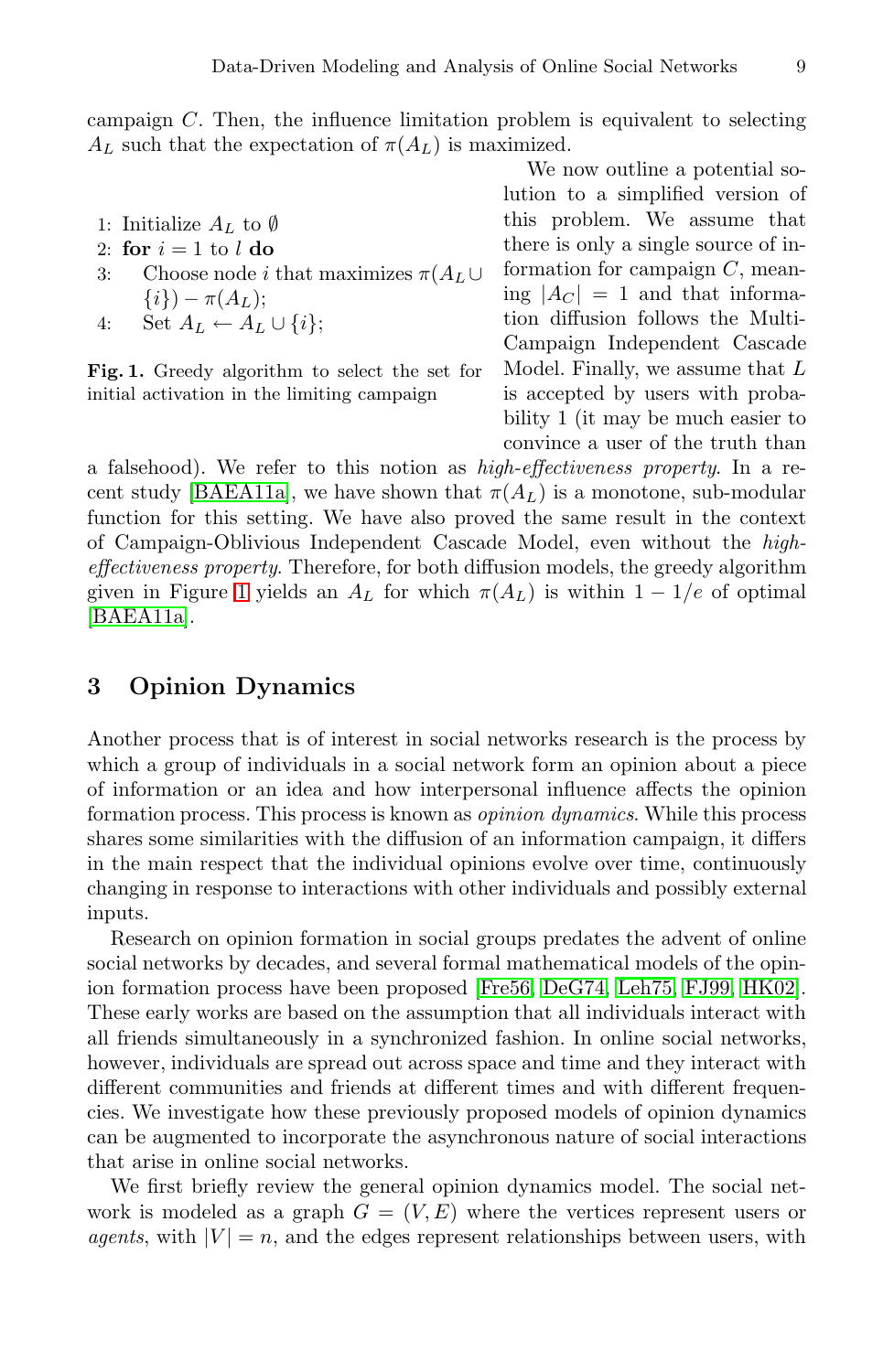campaign $C$. Then, the influence limitation problem is equivalent to selecting $A_L$ such that the expectation of $\pi(A_L)$ is maximized.

1: Initialize $A_L$ to $\emptyset$
2: **for** $i = 1$ to $l$ **do**
3: Choose node $i$ that maximizes $\pi(A_L \cup \{i\}) - \pi(A_L)$;
4: Set $A_L \leftarrow A_L \cup \{i\}$;

**Fig. 1.** Greedy algorithm to select the set for initial activation in the limiting campaign

We now outline a potential solution to a simplified version of this problem. We assume that there is only a single source of information for campaign $C$, meaning $|A_C| = 1$ and that information diffusion follows the Multi-Campaign Independent Cascade Model. Finally, we assume that $L$ is accepted by users with probability 1 (it may be much easier to convince a user of the truth than a falsehood). We refer to this notion as *high-effectiveness property*. In a recent study [BAEA11a], we have shown that $\pi(A_L)$ is a monotone, sub-modular function for this setting. We have also proved the same result in the context of Campaign-Oblivious Independent Cascade Model, even without the *high-effectiveness property*. Therefore, for both diffusion models, the greedy algorithm given in Figure 1 yields an $A_L$ for which $\pi(A_L)$ is within $1 - 1/e$ of optimal [BAEA11a].

## 3 Opinion Dynamics

Another process that is of interest in social networks research is the process by which a group of individuals in a social network form an opinion about a piece of information or an idea and how interpersonal influence affects the opinion formation process. This process is known as *opinion dynamics*. While this process shares some similarities with the diffusion of an information campaign, it differs in the main respect that the individual opinions evolve over time, continuously changing in response to interactions with other individuals and possibly external inputs.

Research on opinion formation in social groups predates the advent of online social networks by decades, and several formal mathematical models of the opinion formation process have been proposed [Fre56, DeG74, Leh75, FJ99, HK02]. These early works are based on the assumption that all individuals interact with all friends simultaneously in a synchronized fashion. In online social networks, however, individuals are spread out across space and time and they interact with different communities and friends at different times and with different frequencies. We investigate how these previously proposed models of opinion dynamics can be augmented to incorporate the asynchronous nature of social interactions that arise in online social networks.

We first briefly review the general opinion dynamics model. The social network is modeled as a graph $G = (V, E)$ where the vertices represent users or *agents*, with $|V| = n$, and the edges represent relationships between users, with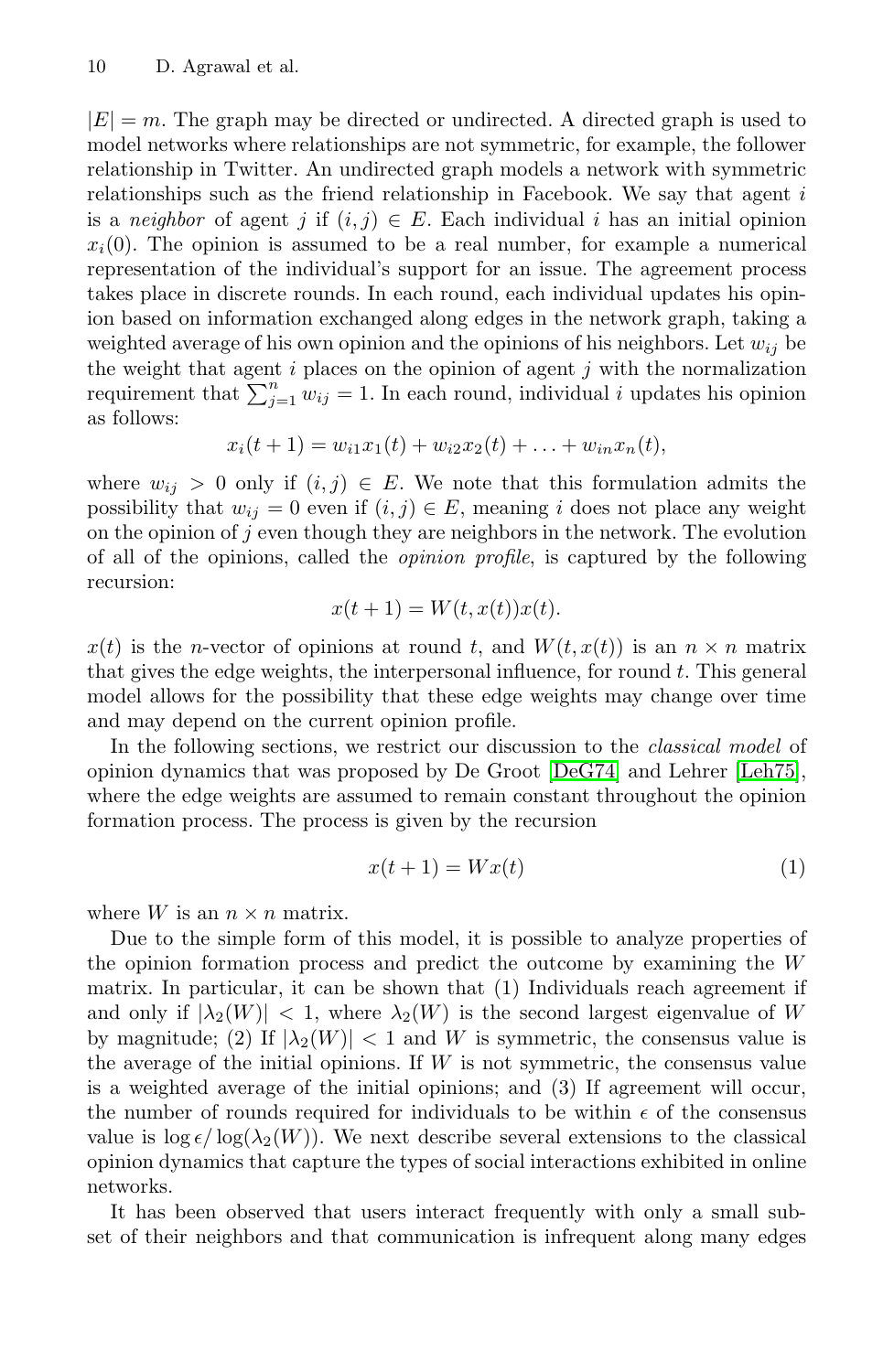$|E| = m$. The graph may be directed or undirected. A directed graph is used to model networks where relationships are not symmetric, for example, the follower relationship in Twitter. An undirected graph models a network with symmetric relationships such as the friend relationship in Facebook. We say that agent $i$ is a *neighbor* of agent $j$ if $(i, j) \in E$. Each individual $i$ has an initial opinion $x_i(0)$. The opinion is assumed to be a real number, for example a numerical representation of the individual's support for an issue. The agreement process takes place in discrete rounds. In each round, each individual updates his opinion based on information exchanged along edges in the network graph, taking a weighted average of his own opinion and the opinions of his neighbors. Let $w_{ij}$ be the weight that agent $i$ places on the opinion of agent $j$ with the normalization requirement that $\sum_{j=1}^{n} w_{ij} = 1$. In each round, individual $i$ updates his opinion as follows:

$$x_i(t+1) = w_{i1}x_1(t) + w_{i2}x_2(t) + \ldots + w_{in}x_n(t),$$

where $w_{ij} > 0$ only if $(i, j) \in E$. We note that this formulation admits the possibility that $w_{ij} = 0$ even if $(i, j) \in E$, meaning $i$ does not place any weight on the opinion of $j$ even though they are neighbors in the network. The evolution of all of the opinions, called the *opinion profile*, is captured by the following recursion:

$$x(t+1) = W(t, x(t))x(t).$$

$x(t)$ is the $n$-vector of opinions at round $t$, and $W(t, x(t))$ is an $n \times n$ matrix that gives the edge weights, the interpersonal influence, for round $t$. This general model allows for the possibility that these edge weights may change over time and may depend on the current opinion profile.

In the following sections, we restrict our discussion to the *classical model* of opinion dynamics that was proposed by De Groot [DeG74] and Lehrer [Leh75], where the edge weights are assumed to remain constant throughout the opinion formation process. The process is given by the recursion

$$x(t+1) = Wx(t) \tag{1}$$

where $W$ is an $n \times n$ matrix.

Due to the simple form of this model, it is possible to analyze properties of the opinion formation process and predict the outcome by examining the $W$ matrix. In particular, it can be shown that (1) Individuals reach agreement if and only if $|\lambda_2(W)| < 1$, where $\lambda_2(W)$ is the second largest eigenvalue of $W$ by magnitude; (2) If $|\lambda_2(W)| < 1$ and $W$ is symmetric, the consensus value is the average of the initial opinions. If $W$ is not symmetric, the consensus value is a weighted average of the initial opinions; and (3) If agreement will occur, the number of rounds required for individuals to be within $\epsilon$ of the consensus value is $\log \epsilon / \log(\lambda_2(W))$. We next describe several extensions to the classical opinion dynamics that capture the types of social interactions exhibited in online networks.

It has been observed that users interact frequently with only a small subset of their neighbors and that communication is infrequent along many edges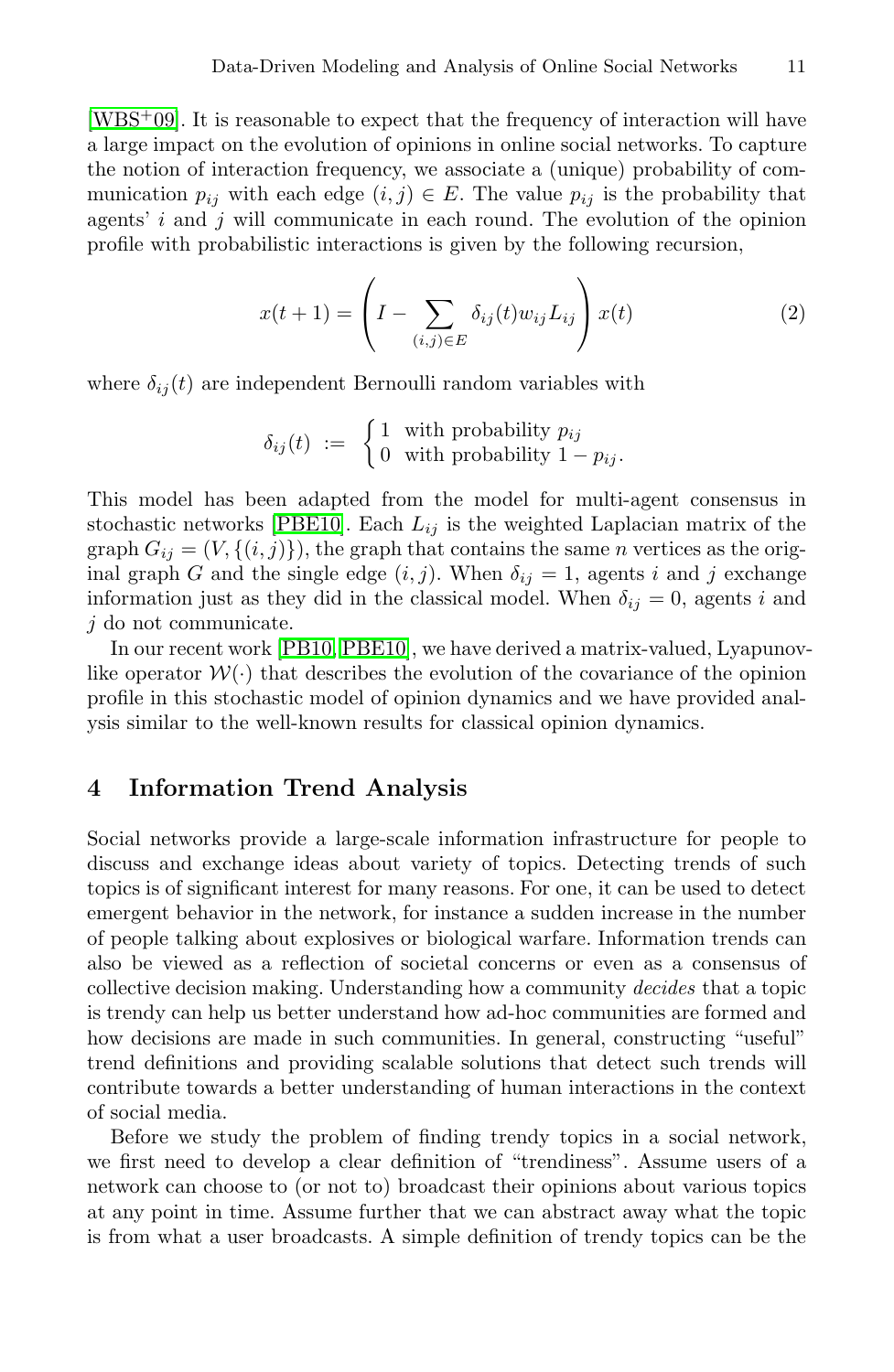[WBS+09]. It is reasonable to expect that the frequency of interaction will have a large impact on the evolution of opinions in online social networks. To capture the notion of interaction frequency, we associate a (unique) probability of communication $p_{ij}$ with each edge $(i, j) \in E$. The value $p_{ij}$ is the probability that agents' $i$ and $j$ will communicate in each round. The evolution of the opinion profile with probabilistic interactions is given by the following recursion,

$$x(t+1) = \left( I - \sum_{(i,j) \in E} \delta_{ij}(t) w_{ij} L_{ij} \right) x(t) \tag{2}$$

where $\delta_{ij}(t)$ are independent Bernoulli random variables with

$$\delta_{ij}(t) \ := \ \begin{cases} 1 & \text{with probability } p_{ij} \\ 0 & \text{with probability } 1 - p_{ij}. \end{cases}$$

This model has been adapted from the model for multi-agent consensus in stochastic networks [PBE10]. Each $L_{ij}$ is the weighted Laplacian matrix of the graph $G_{ij} = (V, \{(i, j)\})$, the graph that contains the same $n$ vertices as the original graph $G$ and the single edge $(i, j)$. When $\delta_{ij} = 1$, agents $i$ and $j$ exchange information just as they did in the classical model. When $\delta_{ij} = 0$, agents $i$ and $j$ do not communicate.

In our recent work [PB10, PBE10], we have derived a matrix-valued, Lyapunov-like operator $\mathcal{W}(\cdot)$ that describes the evolution of the covariance of the opinion profile in this stochastic model of opinion dynamics and we have provided analysis similar to the well-known results for classical opinion dynamics.

## 4 Information Trend Analysis

Social networks provide a large-scale information infrastructure for people to discuss and exchange ideas about variety of topics. Detecting trends of such topics is of significant interest for many reasons. For one, it can be used to detect emergent behavior in the network, for instance a sudden increase in the number of people talking about explosives or biological warfare. Information trends can also be viewed as a reflection of societal concerns or even as a consensus of collective decision making. Understanding how a community *decides* that a topic is trendy can help us better understand how ad-hoc communities are formed and how decisions are made in such communities. In general, constructing "useful" trend definitions and providing scalable solutions that detect such trends will contribute towards a better understanding of human interactions in the context of social media.

Before we study the problem of finding trendy topics in a social network, we first need to develop a clear definition of "trendiness". Assume users of a network can choose to (or not to) broadcast their opinions about various topics at any point in time. Assume further that we can abstract away what the topic is from what a user broadcasts. A simple definition of trendy topics can be the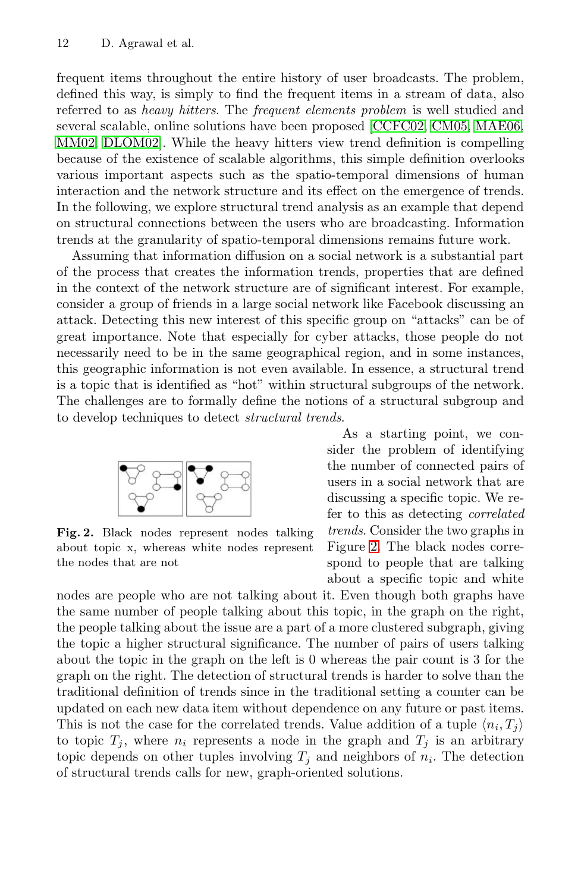frequent items throughout the entire history of user broadcasts. The problem, defined this way, is simply to find the frequent items in a stream of data, also referred to as *heavy hitters*. The *frequent elements problem* is well studied and several scalable, online solutions have been proposed [CCFC02, CM05, MAE06, MM02, DLOM02]. While the heavy hitters view trend definition is compelling because of the existence of scalable algorithms, this simple definition overlooks various important aspects such as the spatio-temporal dimensions of human interaction and the network structure and its effect on the emergence of trends. In the following, we explore structural trend analysis as an example that depend on structural connections between the users who are broadcasting. Information trends at the granularity of spatio-temporal dimensions remains future work.

Assuming that information diffusion on a social network is a substantial part of the process that creates the information trends, properties that are defined in the context of the network structure are of significant interest. For example, consider a group of friends in a large social network like Facebook discussing an attack. Detecting this new interest of this specific group on "attacks" can be of great importance. Note that especially for cyber attacks, those people do not necessarily need to be in the same geographical region, and in some instances, this geographic information is not even available. In essence, a structural trend is a topic that is identified as "hot" within structural subgroups of the network. The challenges are to formally define the notions of a structural subgroup and to develop techniques to detect *structural trends*.

**Fig. 2.** Black nodes represent nodes talking about topic x, whereas white nodes represent the nodes that are not

As a starting point, we consider the problem of identifying the number of connected pairs of users in a social network that are discussing a specific topic. We refer to this as detecting *correlated trends*. Consider the two graphs in Figure 2. The black nodes correspond to people that are talking about a specific topic and white nodes are people who are not talking about it. Even though both graphs have the same number of people talking about this topic, in the graph on the right, the people talking about the issue are a part of a more clustered subgraph, giving the topic a higher structural significance. The number of pairs of users talking about the topic in the graph on the left is 0 whereas the pair count is 3 for the graph on the right. The detection of structural trends is harder to solve than the traditional definition of trends since in the traditional setting a counter can be updated on each new data item without dependence on any future or past items. This is not the case for the correlated trends. Value addition of a tuple $\langle n_i, T_j \rangle$ to topic $T_j$, where $n_i$ represents a node in the graph and $T_j$ is an arbitrary topic depends on other tuples involving $T_j$ and neighbors of $n_i$. The detection of structural trends calls for new, graph-oriented solutions.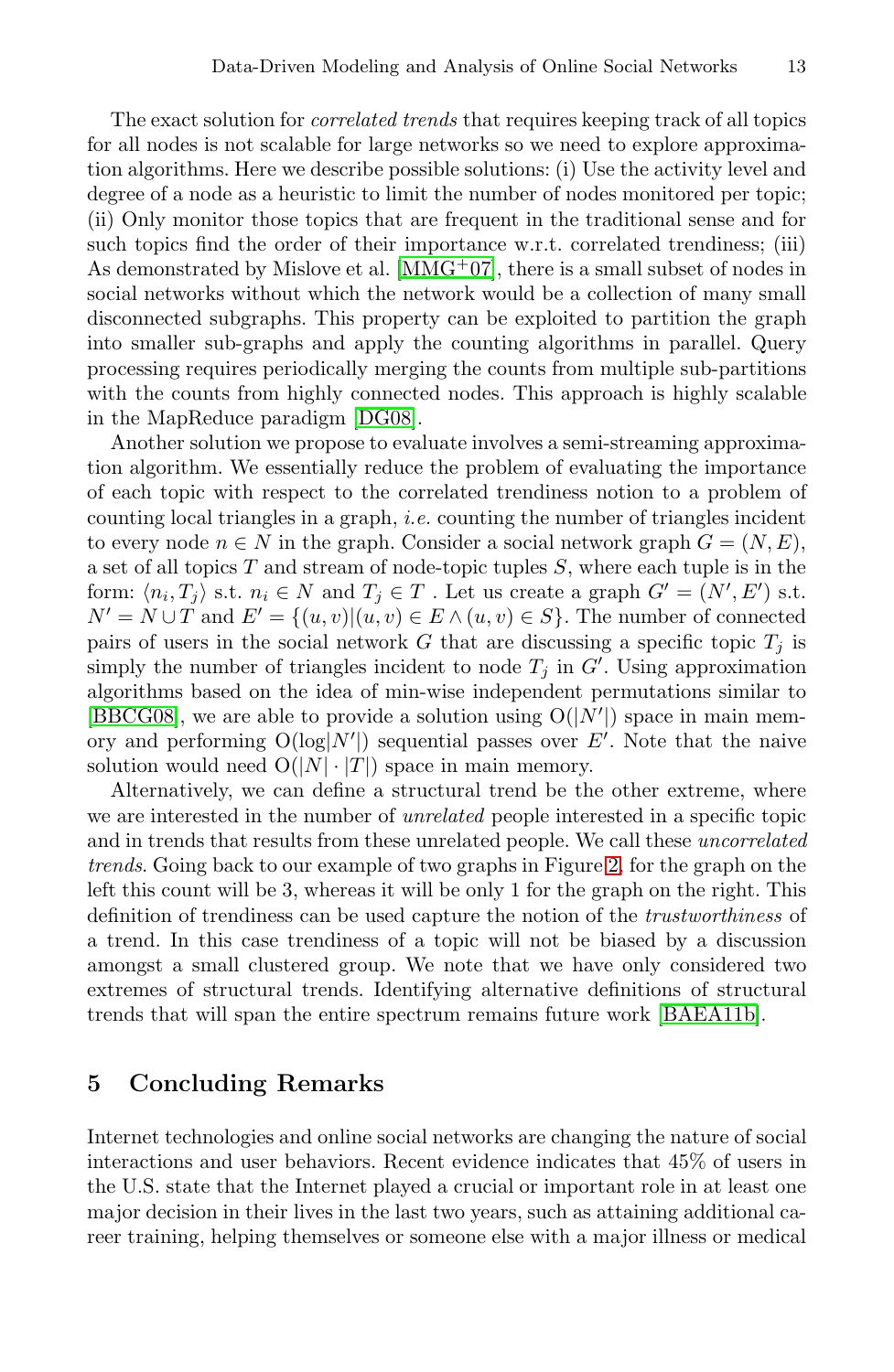The exact solution for *correlated trends* that requires keeping track of all topics for all nodes is not scalable for large networks so we need to explore approximation algorithms. Here we describe possible solutions: (i) Use the activity level and degree of a node as a heuristic to limit the number of nodes monitored per topic; (ii) Only monitor those topics that are frequent in the traditional sense and for such topics find the order of their importance w.r.t. correlated trendiness; (iii) As demonstrated by Mislove et al. [MMG+07], there is a small subset of nodes in social networks without which the network would be a collection of many small disconnected subgraphs. This property can be exploited to partition the graph into smaller sub-graphs and apply the counting algorithms in parallel. Query processing requires periodically merging the counts from multiple sub-partitions with the counts from highly connected nodes. This approach is highly scalable in the MapReduce paradigm [DG08].

Another solution we propose to evaluate involves a semi-streaming approximation algorithm. We essentially reduce the problem of evaluating the importance of each topic with respect to the correlated trendiness notion to a problem of counting local triangles in a graph, *i.e.* counting the number of triangles incident to every node $n \in N$ in the graph. Consider a social network graph $G = (N, E)$, a set of all topics $T$ and stream of node-topic tuples $S$, where each tuple is in the form: $\langle n_i, T_j \rangle$ s.t. $n_i \in N$ and $T_j \in T$ . Let us create a graph $G' = (N', E')$ s.t. $N' = N \cup T$ and $E' = \{(u, v) | (u, v) \in E \wedge (u, v) \in S\}$. The number of connected pairs of users in the social network $G$ that are discussing a specific topic $T_j$ is simply the number of triangles incident to node $T_j$ in $G'$. Using approximation algorithms based on the idea of min-wise independent permutations similar to [BBCG08], we are able to provide a solution using $O(|N'|)$ space in main memory and performing $O(\log|N'|)$ sequential passes over $E'$. Note that the naive solution would need $O(|N| \cdot |T|)$ space in main memory.

Alternatively, we can define a structural trend be the other extreme, where we are interested in the number of *unrelated* people interested in a specific topic and in trends that results from these unrelated people. We call these *uncorrelated trends*. Going back to our example of two graphs in Figure 2, for the graph on the left this count will be 3, whereas it will be only 1 for the graph on the right. This definition of trendiness can be used capture the notion of the *trustworthiness* of a trend. In this case trendiness of a topic will not be biased by a discussion amongst a small clustered group. We note that we have only considered two extremes of structural trends. Identifying alternative definitions of structural trends that will span the entire spectrum remains future work [BAEA11b].

## 5 Concluding Remarks

Internet technologies and online social networks are changing the nature of social interactions and user behaviors. Recent evidence indicates that 45% of users in the U.S. state that the Internet played a crucial or important role in at least one major decision in their lives in the last two years, such as attaining additional career training, helping themselves or someone else with a major illness or medical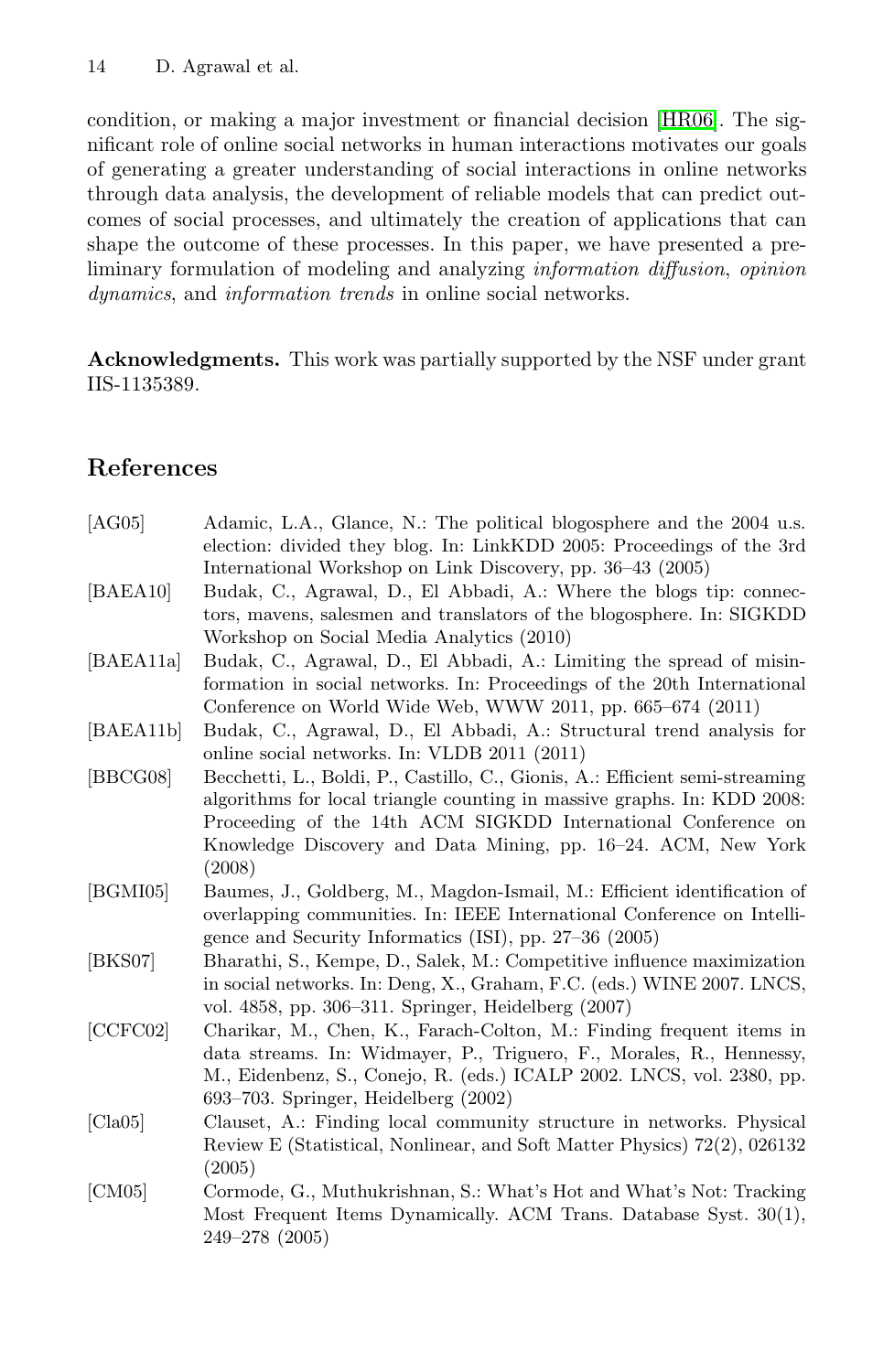condition, or making a major investment or financial decision [HR06]. The significant role of online social networks in human interactions motivates our goals of generating a greater understanding of social interactions in online networks through data analysis, the development of reliable models that can predict outcomes of social processes, and ultimately the creation of applications that can shape the outcome of these processes. In this paper, we have presented a preliminary formulation of modeling and analyzing *information diffusion*, *opinion dynamics*, and *information trends* in online social networks.

**Acknowledgments.** This work was partially supported by the NSF under grant IIS-1135389.

## References

[AG05] Adamic, L.A., Glance, N.: The political blogosphere and the 2004 u.s. election: divided they blog. In: LinkKDD 2005: Proceedings of the 3rd International Workshop on Link Discovery, pp. 36–43 (2005)

[BAEA10] Budak, C., Agrawal, D., El Abbadi, A.: Where the blogs tip: connectors, mavens, salesmen and translators of the blogosphere. In: SIGKDD Workshop on Social Media Analytics (2010)

[BAEA11a] Budak, C., Agrawal, D., El Abbadi, A.: Limiting the spread of misinformation in social networks. In: Proceedings of the 20th International Conference on World Wide Web, WWW 2011, pp. 665–674 (2011)

[BAEA11b] Budak, C., Agrawal, D., El Abbadi, A.: Structural trend analysis for online social networks. In: VLDB 2011 (2011)

[BBCG08] Becchetti, L., Boldi, P., Castillo, C., Gionis, A.: Efficient semi-streaming algorithms for local triangle counting in massive graphs. In: KDD 2008: Proceeding of the 14th ACM SIGKDD International Conference on Knowledge Discovery and Data Mining, pp. 16–24. ACM, New York (2008)

[BGMI05] Baumes, J., Goldberg, M., Magdon-Ismail, M.: Efficient identification of overlapping communities. In: IEEE International Conference on Intelligence and Security Informatics (ISI), pp. 27–36 (2005)

[BKS07] Bharathi, S., Kempe, D., Salek, M.: Competitive influence maximization in social networks. In: Deng, X., Graham, F.C. (eds.) WINE 2007. LNCS, vol. 4858, pp. 306–311. Springer, Heidelberg (2007)

[CCFC02] Charikar, M., Chen, K., Farach-Colton, M.: Finding frequent items in data streams. In: Widmayer, P., Triguero, F., Morales, R., Hennessy, M., Eidenbenz, S., Conejo, R. (eds.) ICALP 2002. LNCS, vol. 2380, pp. 693–703. Springer, Heidelberg (2002)

[Cla05] Clauset, A.: Finding local community structure in networks. Physical Review E (Statistical, Nonlinear, and Soft Matter Physics) 72(2), 026132 (2005)

[CM05] Cormode, G., Muthukrishnan, S.: What's Hot and What's Not: Tracking Most Frequent Items Dynamically. ACM Trans. Database Syst. 30(1), 249–278 (2005)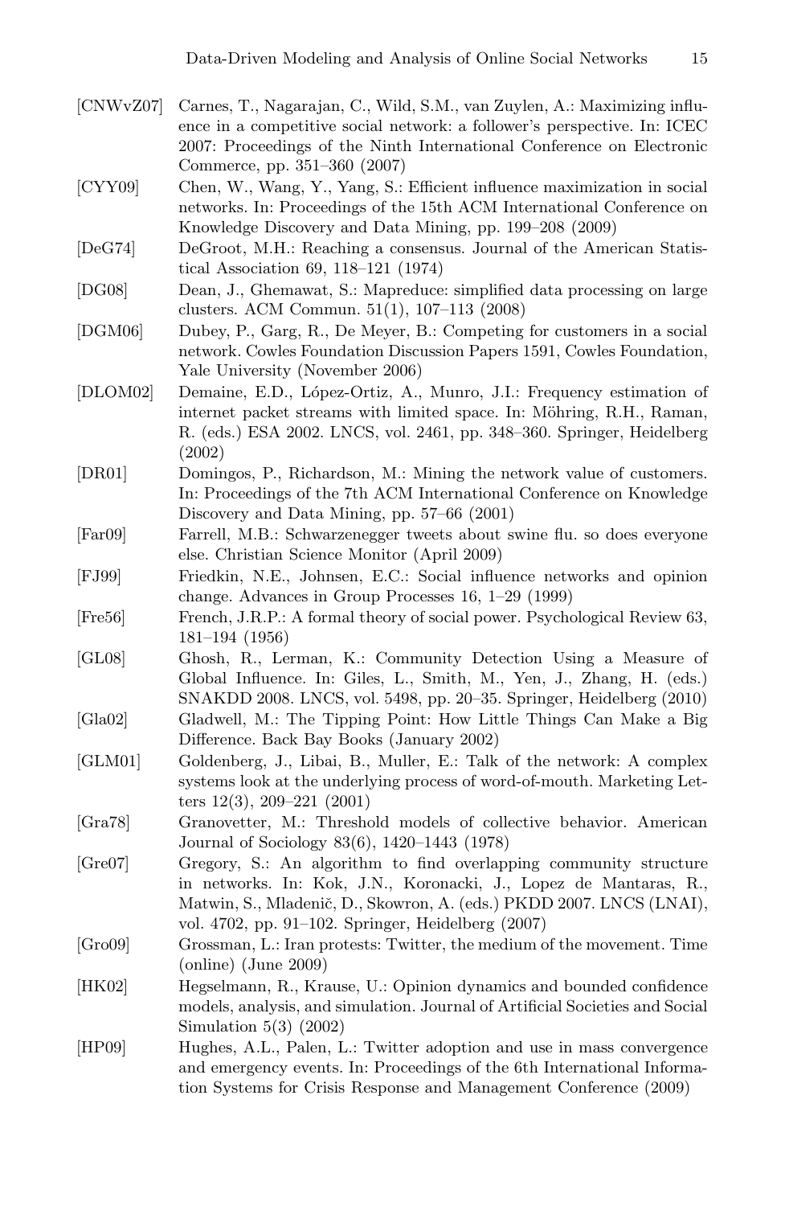[CNWvZ07] Carnes, T., Nagarajan, C., Wild, S.M., van Zuylen, A.: Maximizing influence in a competitive social network: a follower's perspective. In: ICEC 2007: Proceedings of the Ninth International Conference on Electronic Commerce, pp. 351–360 (2007)

[CYY09] Chen, W., Wang, Y., Yang, S.: Efficient influence maximization in social networks. In: Proceedings of the 15th ACM International Conference on Knowledge Discovery and Data Mining, pp. 199–208 (2009)

[DeG74] DeGroot, M.H.: Reaching a consensus. Journal of the American Statistical Association 69, 118–121 (1974)

[DG08] Dean, J., Ghemawat, S.: Mapreduce: simplified data processing on large clusters. ACM Commun. 51(1), 107–113 (2008)

[DGM06] Dubey, P., Garg, R., De Meyer, B.: Competing for customers in a social network. Cowles Foundation Discussion Papers 1591, Cowles Foundation, Yale University (November 2006)

[DLOM02] Demaine, E.D., López-Ortiz, A., Munro, J.I.: Frequency estimation of internet packet streams with limited space. In: Möhring, R.H., Raman, R. (eds.) ESA 2002. LNCS, vol. 2461, pp. 348–360. Springer, Heidelberg (2002)

[DR01] Domingos, P., Richardson, M.: Mining the network value of customers. In: Proceedings of the 7th ACM International Conference on Knowledge Discovery and Data Mining, pp. 57–66 (2001)

[Far09] Farrell, M.B.: Schwarzenegger tweets about swine flu. so does everyone else. Christian Science Monitor (April 2009)

[FJ99] Friedkin, N.E., Johnsen, E.C.: Social influence networks and opinion change. Advances in Group Processes 16, 1–29 (1999)

[Fre56] French, J.R.P.: A formal theory of social power. Psychological Review 63, 181–194 (1956)

[GL08] Ghosh, R., Lerman, K.: Community Detection Using a Measure of Global Influence. In: Giles, L., Smith, M., Yen, J., Zhang, H. (eds.) SNAKDD 2008. LNCS, vol. 5498, pp. 20–35. Springer, Heidelberg (2010)

[Gla02] Gladwell, M.: The Tipping Point: How Little Things Can Make a Big Difference. Back Bay Books (January 2002)

[GLM01] Goldenberg, J., Libai, B., Muller, E.: Talk of the network: A complex systems look at the underlying process of word-of-mouth. Marketing Letters 12(3), 209–221 (2001)

[Gra78] Granovetter, M.: Threshold models of collective behavior. American Journal of Sociology 83(6), 1420–1443 (1978)

[Gre07] Gregory, S.: An algorithm to find overlapping community structure in networks. In: Kok, J.N., Koronacki, J., Lopez de Mantaras, R., Matwin, S., Mladenič, D., Skowron, A. (eds.) PKDD 2007. LNCS (LNAI), vol. 4702, pp. 91–102. Springer, Heidelberg (2007)

[Gro09] Grossman, L.: Iran protests: Twitter, the medium of the movement. Time (online) (June 2009)

[HK02] Hegselmann, R., Krause, U.: Opinion dynamics and bounded confidence models, analysis, and simulation. Journal of Artificial Societies and Social Simulation 5(3) (2002)

[HP09] Hughes, A.L., Palen, L.: Twitter adoption and use in mass convergence and emergency events. In: Proceedings of the 6th International Information Systems for Crisis Response and Management Conference (2009)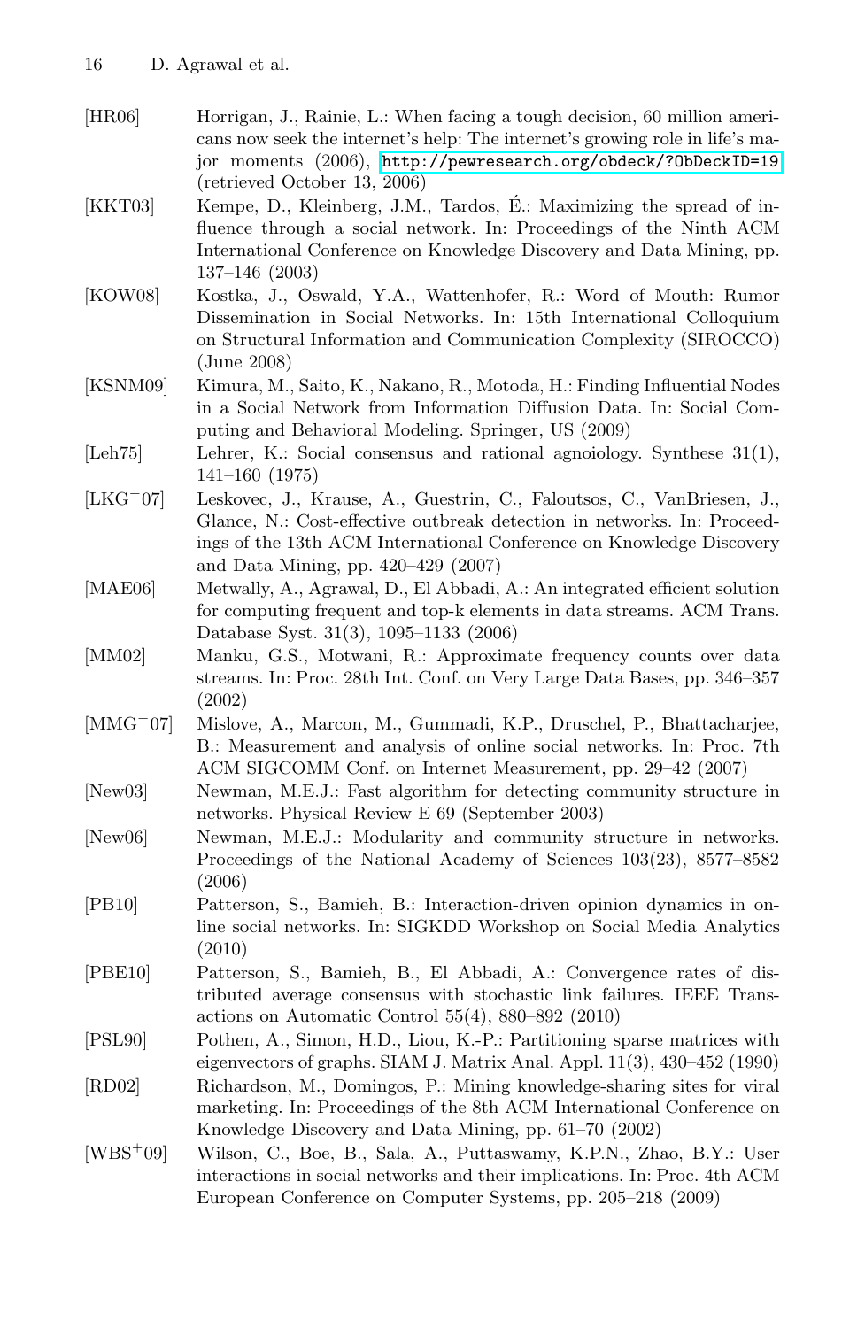[HR06] Horrigan, J., Rainie, L.: When facing a tough decision, 60 million americans now seek the internet's help: The internet's growing role in life's major moments (2006), http://pewresearch.org/obdeck/?ObDeckID=19 (retrieved October 13, 2006)

[KKT03] Kempe, D., Kleinberg, J.M., Tardos, É.: Maximizing the spread of influence through a social network. In: Proceedings of the Ninth ACM International Conference on Knowledge Discovery and Data Mining, pp. 137–146 (2003)

[KOW08] Kostka, J., Oswald, Y.A., Wattenhofer, R.: Word of Mouth: Rumor Dissemination in Social Networks. In: 15th International Colloquium on Structural Information and Communication Complexity (SIROCCO) (June 2008)

[KSNM09] Kimura, M., Saito, K., Nakano, R., Motoda, H.: Finding Influential Nodes in a Social Network from Information Diffusion Data. In: Social Computing and Behavioral Modeling. Springer, US (2009)

[Leh75] Lehrer, K.: Social consensus and rational agnoiology. Synthese 31(1), 141–160 (1975)

[LKG+07] Leskovec, J., Krause, A., Guestrin, C., Faloutsos, C., VanBriesen, J., Glance, N.: Cost-effective outbreak detection in networks. In: Proceedings of the 13th ACM International Conference on Knowledge Discovery and Data Mining, pp. 420–429 (2007)

[MAE06] Metwally, A., Agrawal, D., El Abbadi, A.: An integrated efficient solution for computing frequent and top-k elements in data streams. ACM Trans. Database Syst. 31(3), 1095–1133 (2006)

[MM02] Manku, G.S., Motwani, R.: Approximate frequency counts over data streams. In: Proc. 28th Int. Conf. on Very Large Data Bases, pp. 346–357 (2002)

[MMG+07] Mislove, A., Marcon, M., Gummadi, K.P., Druschel, P., Bhattacharjee, B.: Measurement and analysis of online social networks. In: Proc. 7th ACM SIGCOMM Conf. on Internet Measurement, pp. 29–42 (2007)

[New03] Newman, M.E.J.: Fast algorithm for detecting community structure in networks. Physical Review E 69 (September 2003)

[New06] Newman, M.E.J.: Modularity and community structure in networks. Proceedings of the National Academy of Sciences 103(23), 8577–8582 (2006)

[PB10] Patterson, S., Bamieh, B.: Interaction-driven opinion dynamics in online social networks. In: SIGKDD Workshop on Social Media Analytics (2010)

[PBE10] Patterson, S., Bamieh, B., El Abbadi, A.: Convergence rates of distributed average consensus with stochastic link failures. IEEE Transactions on Automatic Control 55(4), 880–892 (2010)

[PSL90] Pothen, A., Simon, H.D., Liou, K.-P.: Partitioning sparse matrices with eigenvectors of graphs. SIAM J. Matrix Anal. Appl. 11(3), 430–452 (1990)

[RD02] Richardson, M., Domingos, P.: Mining knowledge-sharing sites for viral marketing. In: Proceedings of the 8th ACM International Conference on Knowledge Discovery and Data Mining, pp. 61–70 (2002)

[WBS+09] Wilson, C., Boe, B., Sala, A., Puttaswamy, K.P.N., Zhao, B.Y.: User interactions in social networks and their implications. In: Proc. 4th ACM European Conference on Computer Systems, pp. 205–218 (2009)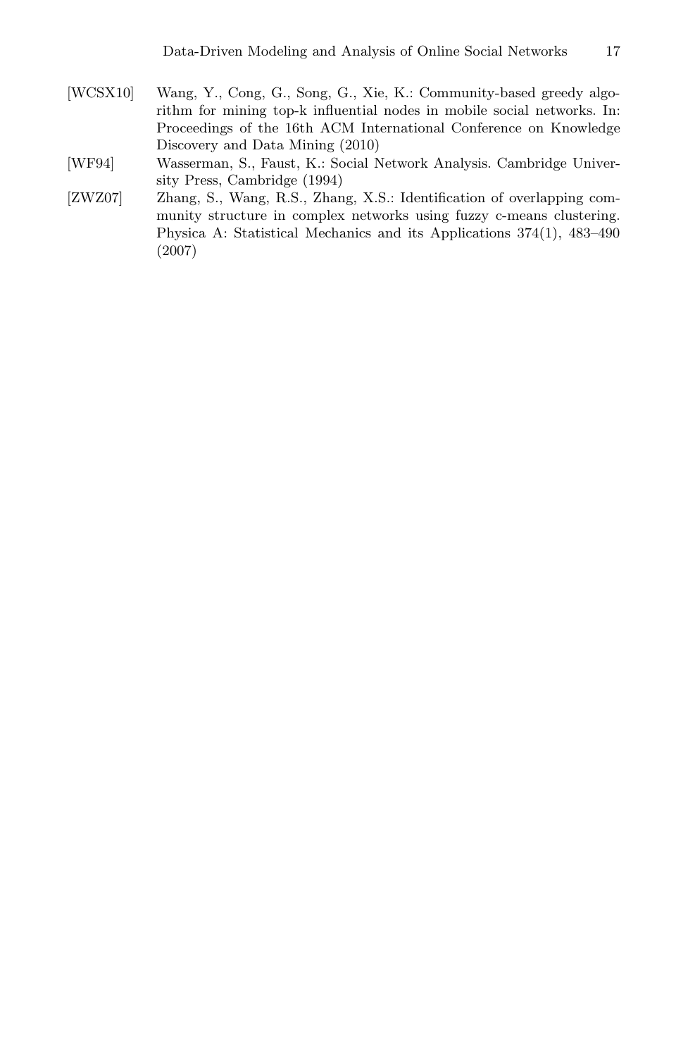[WCSX10] Wang, Y., Cong, G., Song, G., Xie, K.: Community-based greedy algorithm for mining top-k influential nodes in mobile social networks. In: Proceedings of the 16th ACM International Conference on Knowledge Discovery and Data Mining (2010)

[WF94] Wasserman, S., Faust, K.: Social Network Analysis. Cambridge University Press, Cambridge (1994)

[ZWZ07] Zhang, S., Wang, R.S., Zhang, X.S.: Identification of overlapping community structure in complex networks using fuzzy c-means clustering. Physica A: Statistical Mechanics and its Applications 374(1), 483–490 (2007)